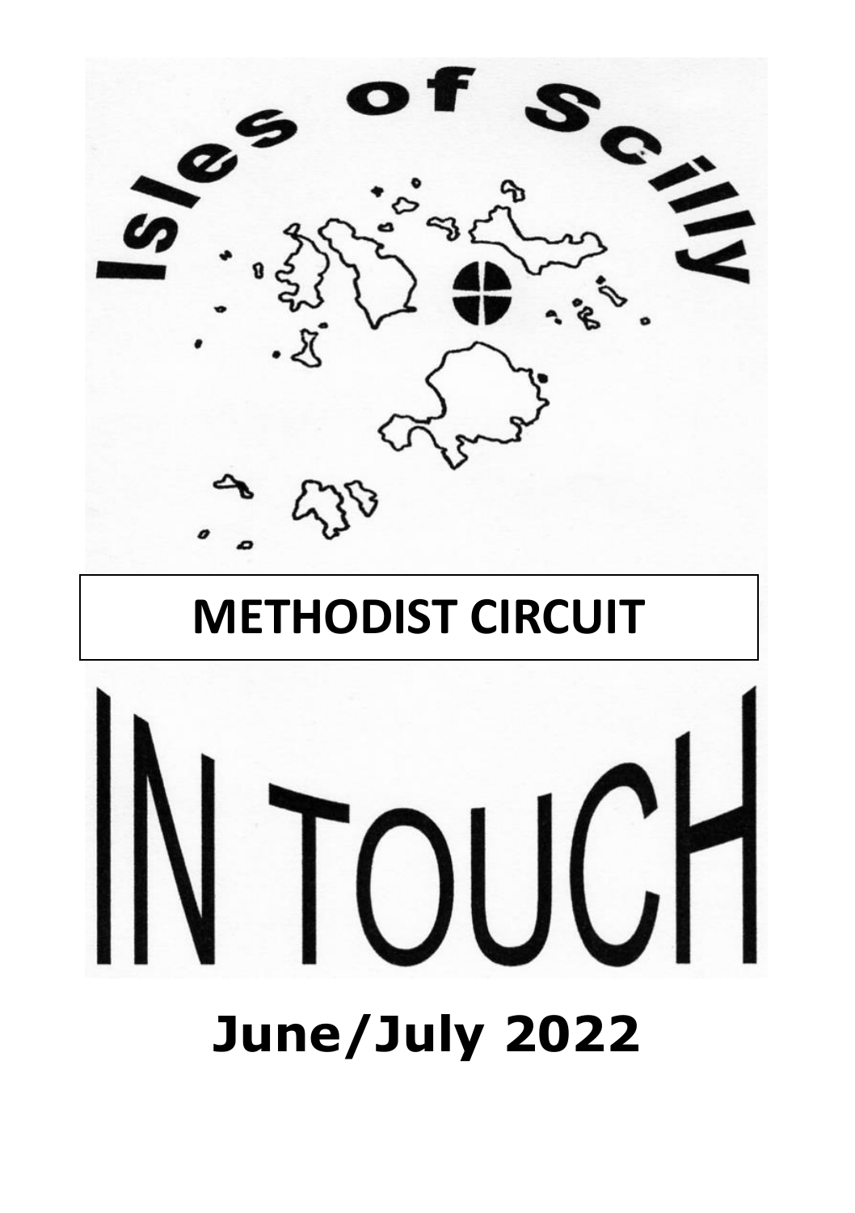Isles of Scilly

# METHODIST CIRCUIT

# IN TOUCH

## June/July 2022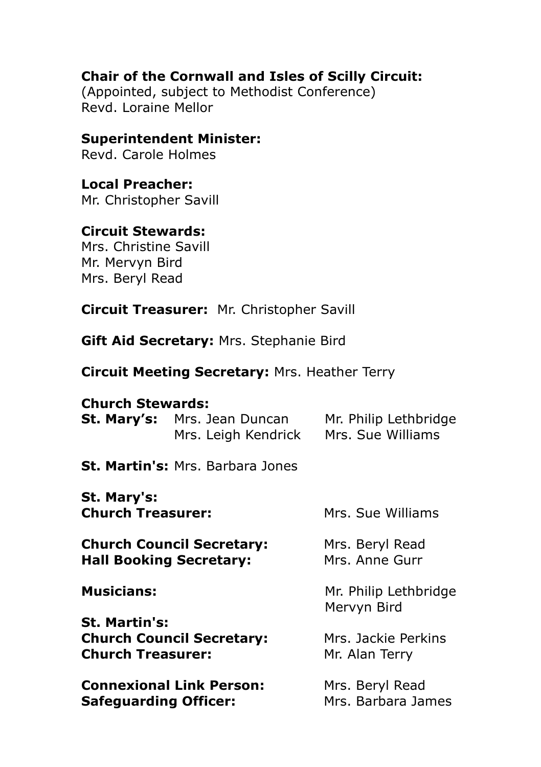**Chair of the Cornwall and Isles of Scilly Circuit:**
(Appointed, subject to Methodist Conference)
Revd. Loraine Mellor

**Superintendent Minister:**
Revd. Carole Holmes

**Local Preacher:**
Mr. Christopher Savill

**Circuit Stewards:**
Mrs. Christine Savill
Mr. Mervyn Bird
Mrs. Beryl Read

**Circuit Treasurer:** Mr. Christopher Savill

**Gift Aid Secretary:** Mrs. Stephanie Bird

**Circuit Meeting Secretary:** Mrs. Heather Terry

**Church Stewards:**

**St. Mary's:** Mrs. Jean Duncan, Mr. Philip Lethbridge, Mrs. Leigh Kendrick, Mrs. Sue Williams

**St. Martin's:** Mrs. Barbara Jones

**St. Mary's:**

**Church Treasurer:** Mrs. Sue Williams

**Church Council Secretary:** Mrs. Beryl Read
**Hall Booking Secretary:** Mrs. Anne Gurr

**Musicians:** Mr. Philip Lethbridge, Mervyn Bird

**St. Martin's:**

**Church Council Secretary:** Mrs. Jackie Perkins
**Church Treasurer:** Mr. Alan Terry

**Connexional Link Person:** Mrs. Beryl Read
**Safeguarding Officer:** Mrs. Barbara James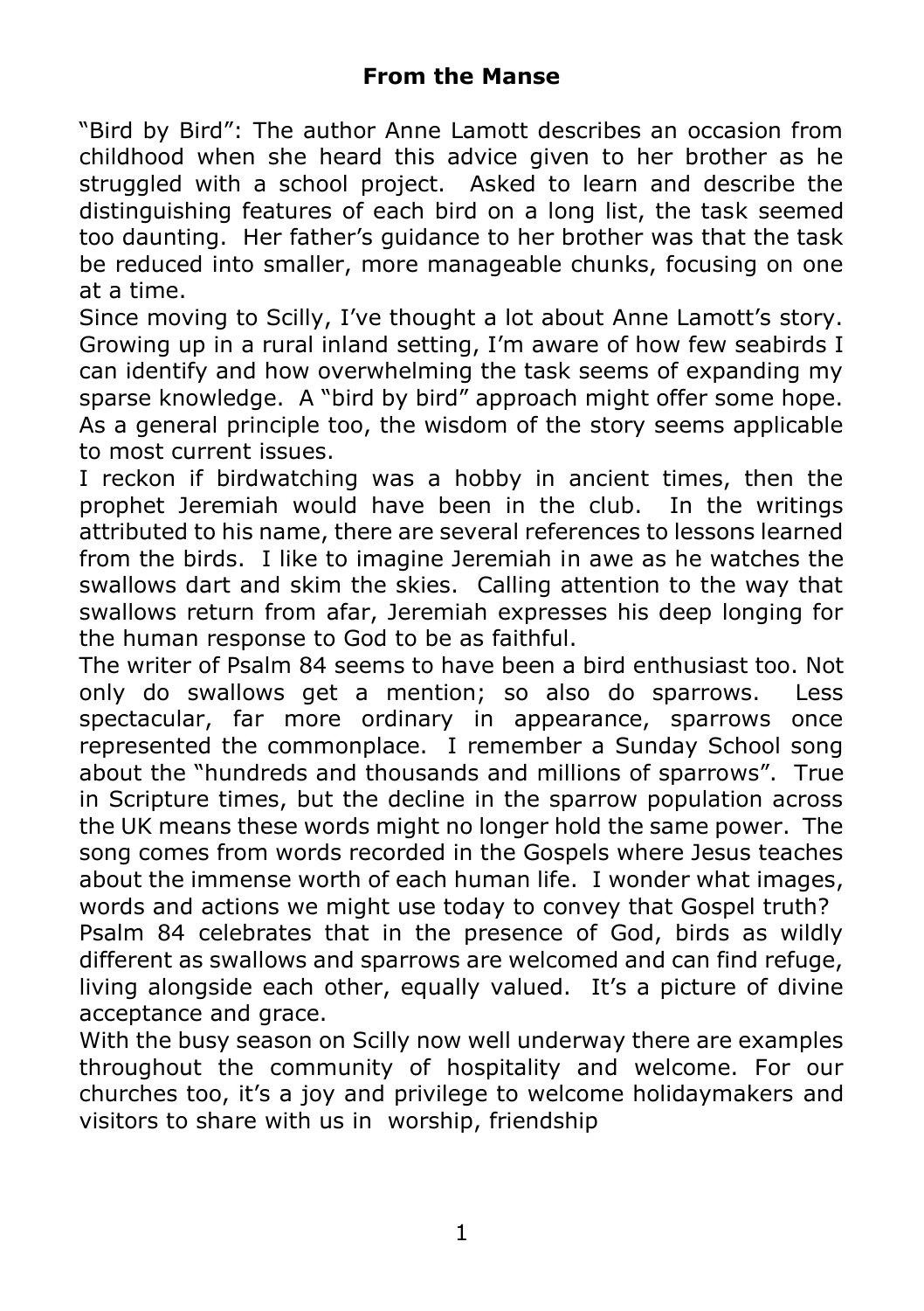## From the Manse

"Bird by Bird": The author Anne Lamott describes an occasion from childhood when she heard this advice given to her brother as he struggled with a school project. Asked to learn and describe the distinguishing features of each bird on a long list, the task seemed too daunting. Her father's guidance to her brother was that the task be reduced into smaller, more manageable chunks, focusing on one at a time.

Since moving to Scilly, I've thought a lot about Anne Lamott's story. Growing up in a rural inland setting, I'm aware of how few seabirds I can identify and how overwhelming the task seems of expanding my sparse knowledge. A "bird by bird" approach might offer some hope. As a general principle too, the wisdom of the story seems applicable to most current issues.

I reckon if birdwatching was a hobby in ancient times, then the prophet Jeremiah would have been in the club. In the writings attributed to his name, there are several references to lessons learned from the birds. I like to imagine Jeremiah in awe as he watches the swallows dart and skim the skies. Calling attention to the way that swallows return from afar, Jeremiah expresses his deep longing for the human response to God to be as faithful.

The writer of Psalm 84 seems to have been a bird enthusiast too. Not only do swallows get a mention; so also do sparrows. Less spectacular, far more ordinary in appearance, sparrows once represented the commonplace. I remember a Sunday School song about the "hundreds and thousands and millions of sparrows". True in Scripture times, but the decline in the sparrow population across the UK means these words might no longer hold the same power. The song comes from words recorded in the Gospels where Jesus teaches about the immense worth of each human life. I wonder what images, words and actions we might use today to convey that Gospel truth?

Psalm 84 celebrates that in the presence of God, birds as wildly different as swallows and sparrows are welcomed and can find refuge, living alongside each other, equally valued. It's a picture of divine acceptance and grace.

With the busy season on Scilly now well underway there are examples throughout the community of hospitality and welcome. For our churches too, it's a joy and privilege to welcome holidaymakers and visitors to share with us in worship, friendship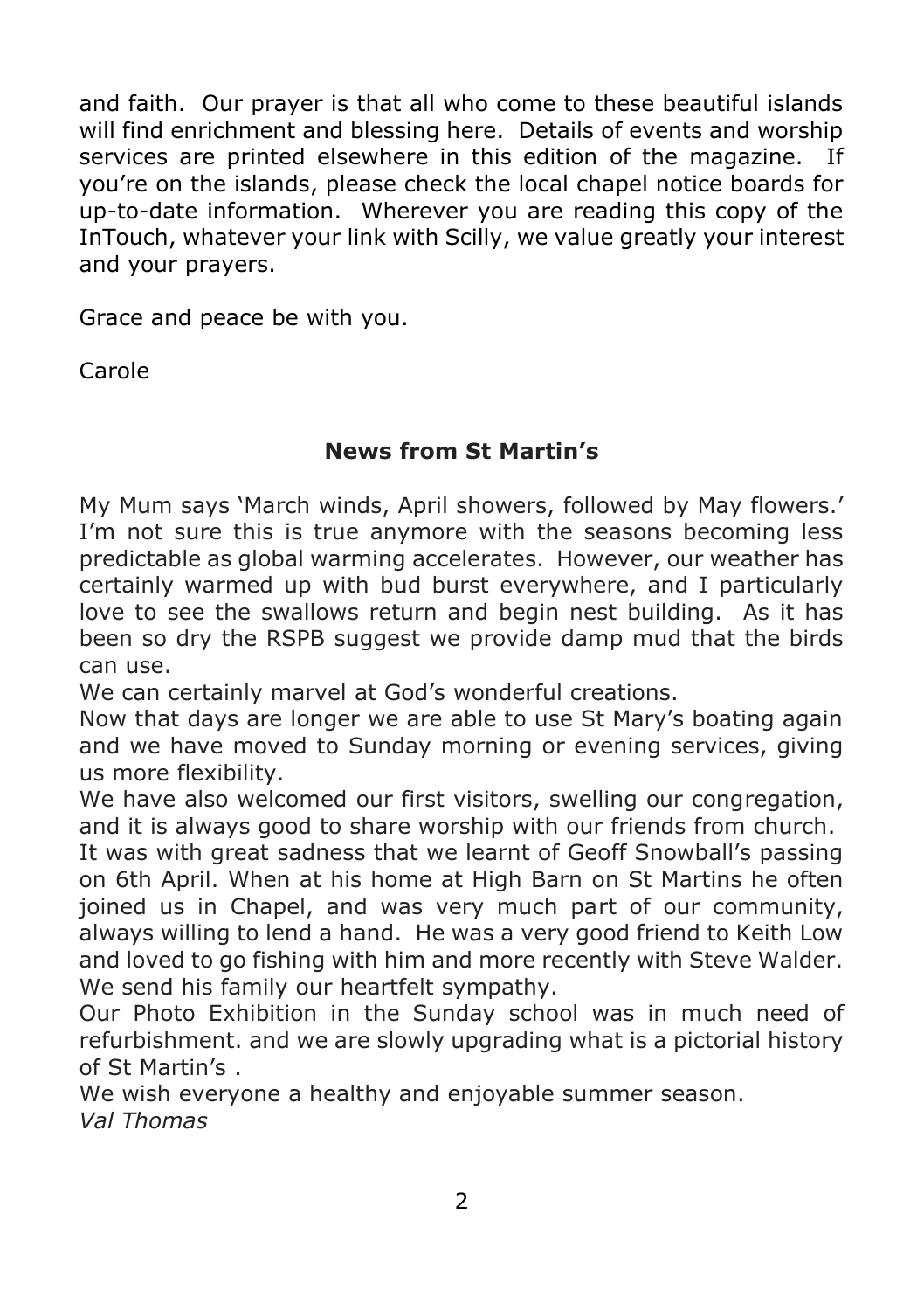and faith. Our prayer is that all who come to these beautiful islands will find enrichment and blessing here. Details of events and worship services are printed elsewhere in this edition of the magazine. If you're on the islands, please check the local chapel notice boards for up-to-date information. Wherever you are reading this copy of the InTouch, whatever your link with Scilly, we value greatly your interest and your prayers.

Grace and peace be with you.

Carole

## News from St Martin's

My Mum says 'March winds, April showers, followed by May flowers.' I'm not sure this is true anymore with the seasons becoming less predictable as global warming accelerates. However, our weather has certainly warmed up with bud burst everywhere, and I particularly love to see the swallows return and begin nest building. As it has been so dry the RSPB suggest we provide damp mud that the birds can use.

We can certainly marvel at God's wonderful creations.

Now that days are longer we are able to use St Mary's boating again and we have moved to Sunday morning or evening services, giving us more flexibility.

We have also welcomed our first visitors, swelling our congregation, and it is always good to share worship with our friends from church.

It was with great sadness that we learnt of Geoff Snowball's passing on 6th April. When at his home at High Barn on St Martins he often joined us in Chapel, and was very much part of our community, always willing to lend a hand. He was a very good friend to Keith Low and loved to go fishing with him and more recently with Steve Walder. We send his family our heartfelt sympathy.

Our Photo Exhibition in the Sunday school was in much need of refurbishment. and we are slowly upgrading what is a pictorial history of St Martin's .

We wish everyone a healthy and enjoyable summer season.

*Val Thomas*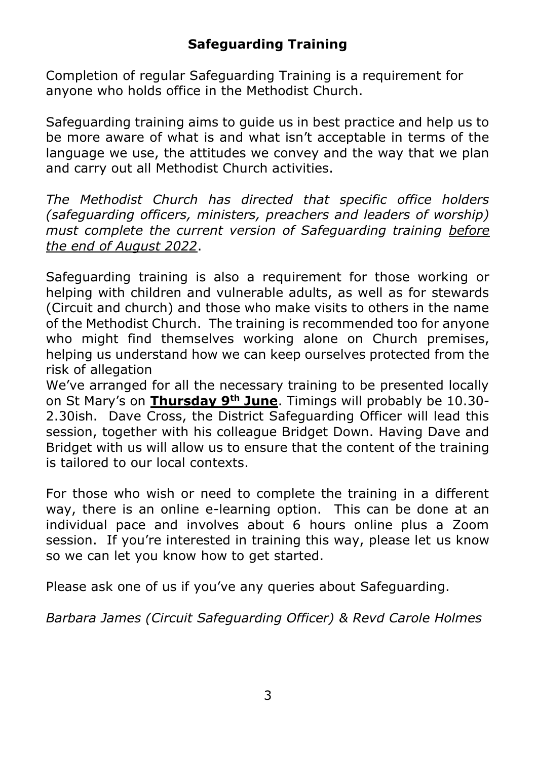## Safeguarding Training

Completion of regular Safeguarding Training is a requirement for anyone who holds office in the Methodist Church.

Safeguarding training aims to guide us in best practice and help us to be more aware of what is and what isn't acceptable in terms of the language we use, the attitudes we convey and the way that we plan and carry out all Methodist Church activities.

*The Methodist Church has directed that specific office holders (safeguarding officers, ministers, preachers and leaders of worship) must complete the current version of Safeguarding training* *<u>before the end of August 2022</u>*.

Safeguarding training is also a requirement for those working or helping with children and vulnerable adults, as well as for stewards (Circuit and church) and those who make visits to others in the name of the Methodist Church. The training is recommended too for anyone who might find themselves working alone on Church premises, helping us understand how we can keep ourselves protected from the risk of allegation

We've arranged for all the necessary training to be presented locally on St Mary's on **<u>Thursday 9th June</u>**. Timings will probably be 10.30-2.30ish. Dave Cross, the District Safeguarding Officer will lead this session, together with his colleague Bridget Down. Having Dave and Bridget with us will allow us to ensure that the content of the training is tailored to our local contexts.

For those who wish or need to complete the training in a different way, there is an online e-learning option. This can be done at an individual pace and involves about 6 hours online plus a Zoom session. If you're interested in training this way, please let us know so we can let you know how to get started.

Please ask one of us if you've any queries about Safeguarding.

*Barbara James (Circuit Safeguarding Officer) & Revd Carole Holmes*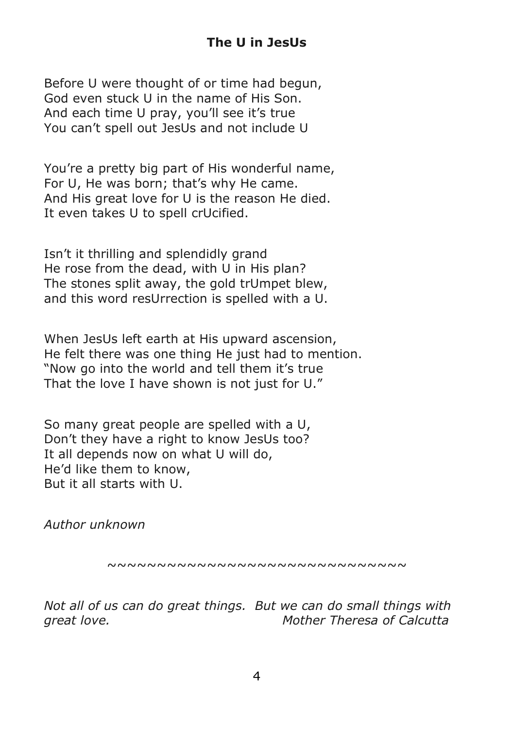**The U in JesUs**

Before U were thought of or time had begun,  
God even stuck U in the name of His Son.  
And each time U pray, you'll see it's true  
You can't spell out JesUs and not include U

You're a pretty big part of His wonderful name,  
For U, He was born; that's why He came.  
And His great love for U is the reason He died.  
It even takes U to spell crUcified.

Isn't it thrilling and splendidly grand  
He rose from the dead, with U in His plan?  
The stones split away, the gold trUmpet blew,  
and this word resUrrection is spelled with a U.

When JesUs left earth at His upward ascension,  
He felt there was one thing He just had to mention.  
"Now go into the world and tell them it's true  
That the love I have shown is not just for U."

So many great people are spelled with a U,  
Don't they have a right to know JesUs too?  
It all depends now on what U will do,  
He'd like them to know,  
But it all starts with U.

*Author unknown*

~~~~~~~~~~~~~~~~~~~~~~~~~~~~~~~~

*Not all of us can do great things. But we can do small things with great love.* *Mother Theresa of Calcutta*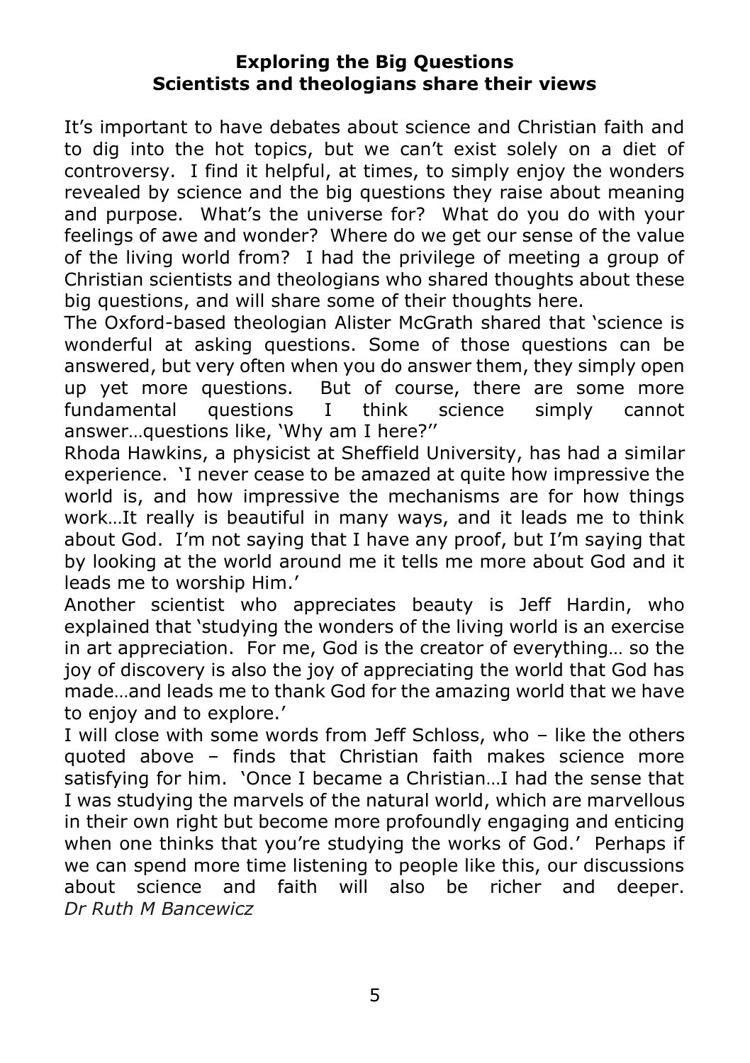**Exploring the Big Questions**
**Scientists and theologians share their views**

It's important to have debates about science and Christian faith and to dig into the hot topics, but we can't exist solely on a diet of controversy. I find it helpful, at times, to simply enjoy the wonders revealed by science and the big questions they raise about meaning and purpose. What's the universe for? What do you do with your feelings of awe and wonder? Where do we get our sense of the value of the living world from? I had the privilege of meeting a group of Christian scientists and theologians who shared thoughts about these big questions, and will share some of their thoughts here.

The Oxford-based theologian Alister McGrath shared that 'science is wonderful at asking questions. Some of those questions can be answered, but very often when you do answer them, they simply open up yet more questions. But of course, there are some more fundamental questions I think science simply cannot answer…questions like, 'Why am I here?''

Rhoda Hawkins, a physicist at Sheffield University, has had a similar experience. 'I never cease to be amazed at quite how impressive the world is, and how impressive the mechanisms are for how things work…It really is beautiful in many ways, and it leads me to think about God. I'm not saying that I have any proof, but I'm saying that by looking at the world around me it tells me more about God and it leads me to worship Him.'

Another scientist who appreciates beauty is Jeff Hardin, who explained that 'studying the wonders of the living world is an exercise in art appreciation. For me, God is the creator of everything… so the joy of discovery is also the joy of appreciating the world that God has made…and leads me to thank God for the amazing world that we have to enjoy and to explore.'

I will close with some words from Jeff Schloss, who – like the others quoted above – finds that Christian faith makes science more satisfying for him. 'Once I became a Christian…I had the sense that I was studying the marvels of the natural world, which are marvellous in their own right but become more profoundly engaging and enticing when one thinks that you're studying the works of God.' Perhaps if we can spend more time listening to people like this, our discussions about science and faith will also be richer and deeper.

*Dr Ruth M Bancewicz*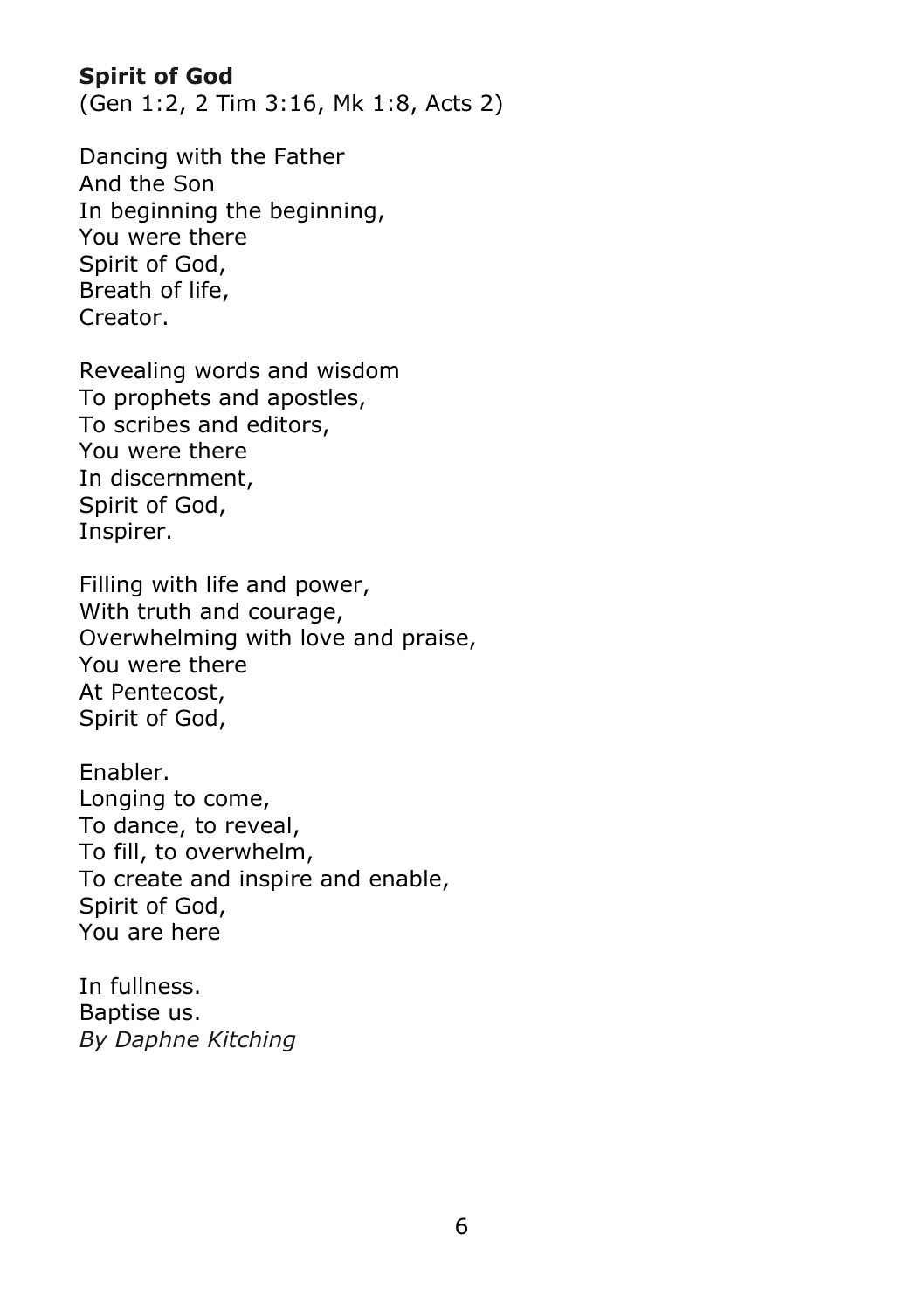**Spirit of God**
(Gen 1:2, 2 Tim 3:16, Mk 1:8, Acts 2)

Dancing with the Father
And the Son
In beginning the beginning,
You were there
Spirit of God,
Breath of life,
Creator.

Revealing words and wisdom
To prophets and apostles,
To scribes and editors,
You were there
In discernment,
Spirit of God,
Inspirer.

Filling with life and power,
With truth and courage,
Overwhelming with love and praise,
You were there
At Pentecost,
Spirit of God,

Enabler.
Longing to come,
To dance, to reveal,
To fill, to overwhelm,
To create and inspire and enable,
Spirit of God,
You are here

In fullness.
Baptise us.
*By Daphne Kitching*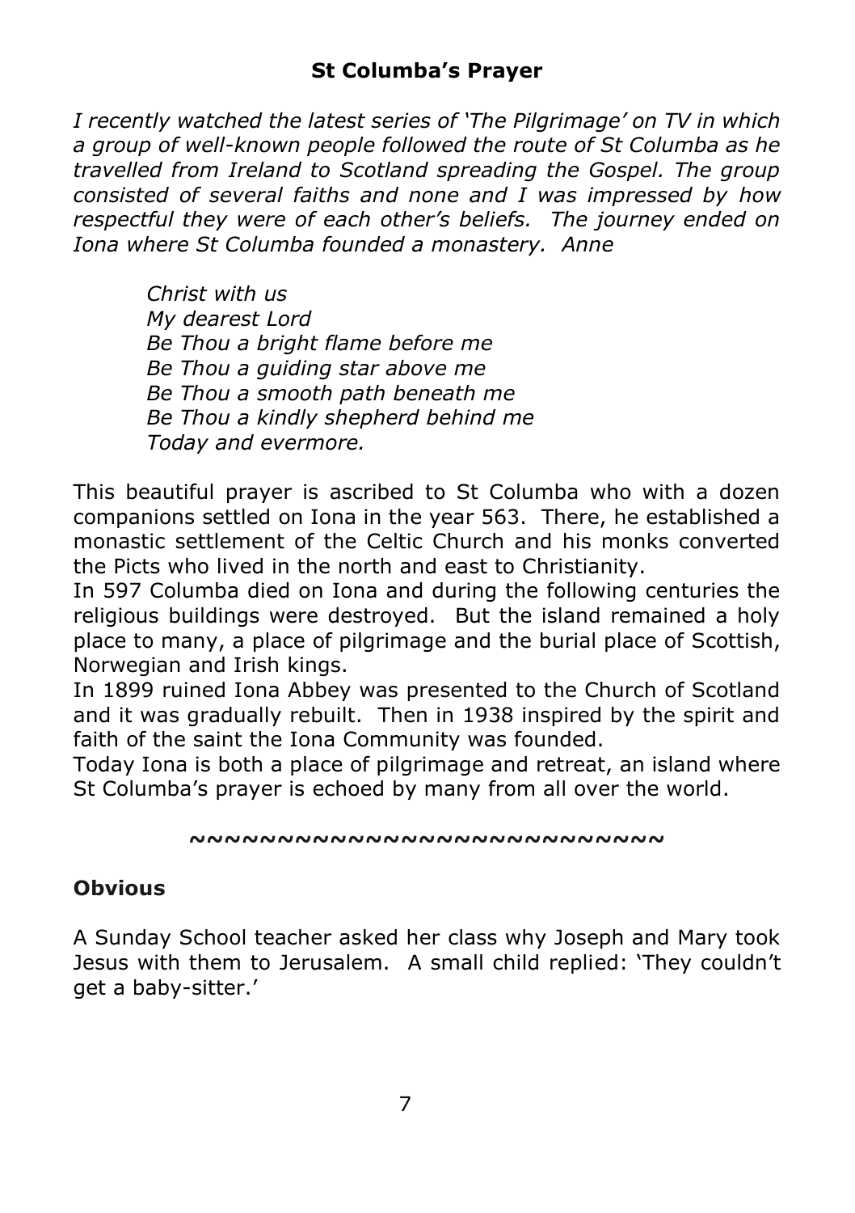## St Columba's Prayer

*I recently watched the latest series of 'The Pilgrimage' on TV in which a group of well-known people followed the route of St Columba as he travelled from Ireland to Scotland spreading the Gospel. The group consisted of several faiths and none and I was impressed by how respectful they were of each other's beliefs. The journey ended on Iona where St Columba founded a monastery. Anne*

> *Christ with us*
> *My dearest Lord*
> *Be Thou a bright flame before me*
> *Be Thou a guiding star above me*
> *Be Thou a smooth path beneath me*
> *Be Thou a kindly shepherd behind me*
> *Today and evermore.*

This beautiful prayer is ascribed to St Columba who with a dozen companions settled on Iona in the year 563. There, he established a monastic settlement of the Celtic Church and his monks converted the Picts who lived in the north and east to Christianity.

In 597 Columba died on Iona and during the following centuries the religious buildings were destroyed. But the island remained a holy place to many, a place of pilgrimage and the burial place of Scottish, Norwegian and Irish kings.

In 1899 ruined Iona Abbey was presented to the Church of Scotland and it was gradually rebuilt. Then in 1938 inspired by the spirit and faith of the saint the Iona Community was founded.

Today Iona is both a place of pilgrimage and retreat, an island where St Columba's prayer is echoed by many from all over the world.

~~~~~~~~~~~~~~~~~~~~~~~~~~~~

### Obvious

A Sunday School teacher asked her class why Joseph and Mary took Jesus with them to Jerusalem. A small child replied: 'They couldn't get a baby-sitter.'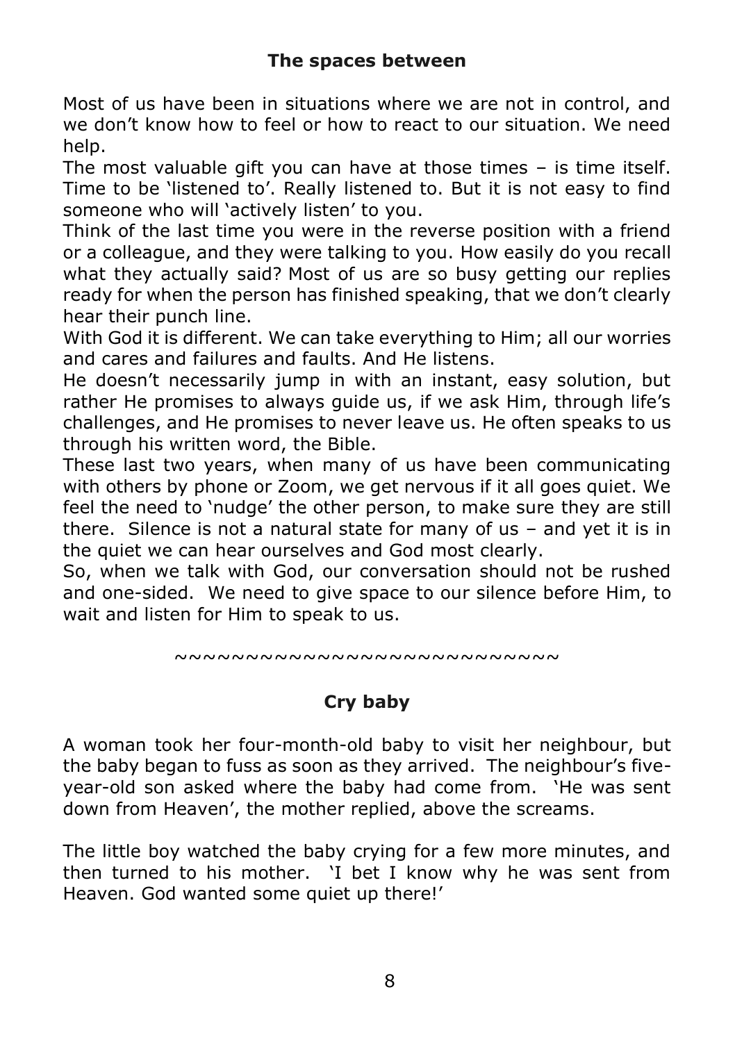## The spaces between

Most of us have been in situations where we are not in control, and we don't know how to feel or how to react to our situation. We need help.

The most valuable gift you can have at those times – is time itself. Time to be 'listened to'. Really listened to. But it is not easy to find someone who will 'actively listen' to you.

Think of the last time you were in the reverse position with a friend or a colleague, and they were talking to you. How easily do you recall what they actually said? Most of us are so busy getting our replies ready for when the person has finished speaking, that we don't clearly hear their punch line.

With God it is different. We can take everything to Him; all our worries and cares and failures and faults. And He listens.

He doesn't necessarily jump in with an instant, easy solution, but rather He promises to always guide us, if we ask Him, through life's challenges, and He promises to never leave us. He often speaks to us through his written word, the Bible.

These last two years, when many of us have been communicating with others by phone or Zoom, we get nervous if it all goes quiet. We feel the need to 'nudge' the other person, to make sure they are still there. Silence is not a natural state for many of us – and yet it is in the quiet we can hear ourselves and God most clearly.

So, when we talk with God, our conversation should not be rushed and one-sided. We need to give space to our silence before Him, to wait and listen for Him to speak to us.

~~~~~~~~~~~~~~~~~~~~~~~~~~~~~

## Cry baby

A woman took her four-month-old baby to visit her neighbour, but the baby began to fuss as soon as they arrived. The neighbour's five-year-old son asked where the baby had come from. 'He was sent down from Heaven', the mother replied, above the screams.

The little boy watched the baby crying for a few more minutes, and then turned to his mother. 'I bet I know why he was sent from Heaven. God wanted some quiet up there!'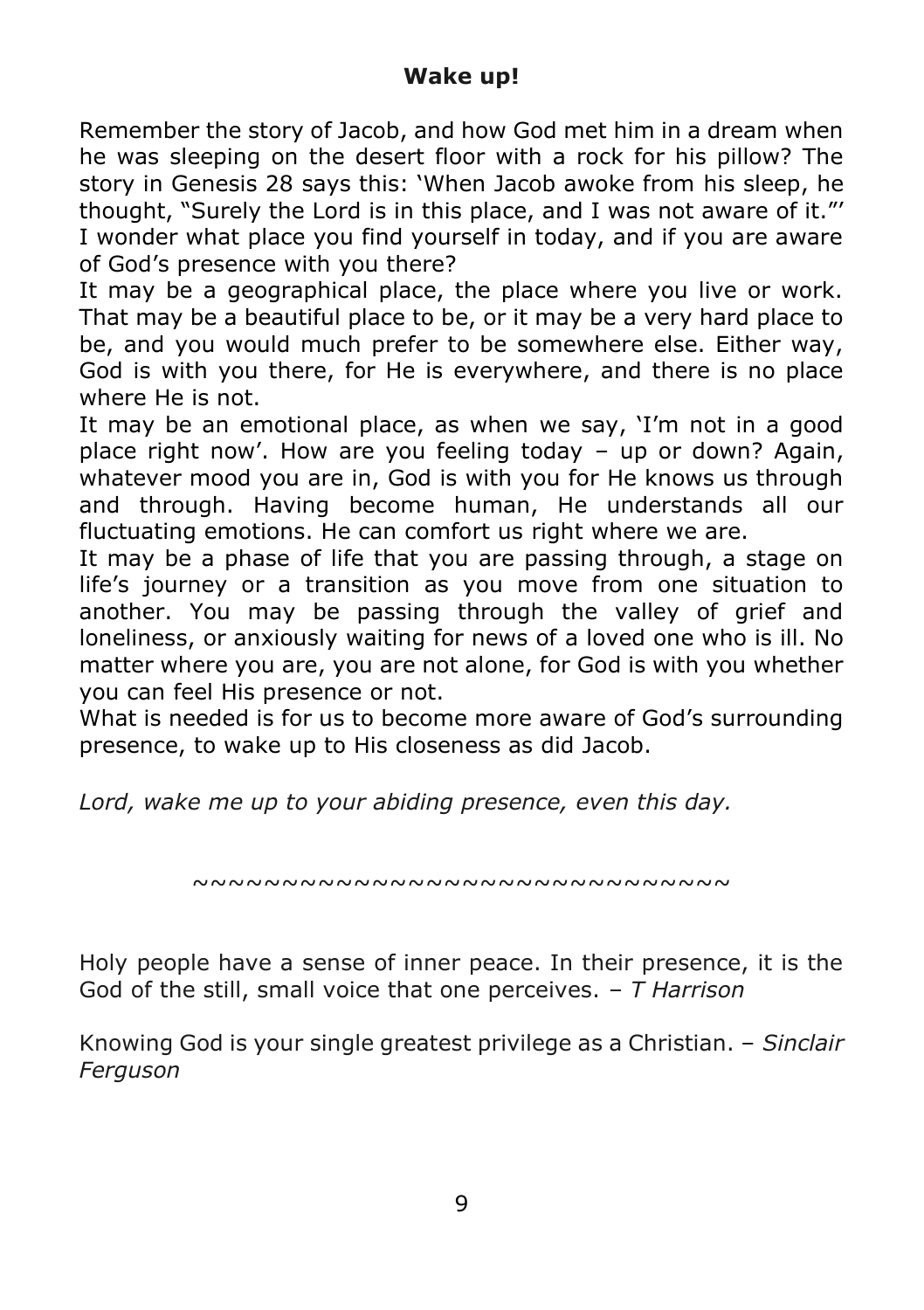## Wake up!

Remember the story of Jacob, and how God met him in a dream when he was sleeping on the desert floor with a rock for his pillow? The story in Genesis 28 says this: 'When Jacob awoke from his sleep, he thought, "Surely the Lord is in this place, and I was not aware of it."' I wonder what place you find yourself in today, and if you are aware of God's presence with you there?

It may be a geographical place, the place where you live or work. That may be a beautiful place to be, or it may be a very hard place to be, and you would much prefer to be somewhere else. Either way, God is with you there, for He is everywhere, and there is no place where He is not.

It may be an emotional place, as when we say, 'I'm not in a good place right now'. How are you feeling today – up or down? Again, whatever mood you are in, God is with you for He knows us through and through. Having become human, He understands all our fluctuating emotions. He can comfort us right where we are.

It may be a phase of life that you are passing through, a stage on life's journey or a transition as you move from one situation to another. You may be passing through the valley of grief and loneliness, or anxiously waiting for news of a loved one who is ill. No matter where you are, you are not alone, for God is with you whether you can feel His presence or not.

What is needed is for us to become more aware of God's surrounding presence, to wake up to His closeness as did Jacob.

*Lord, wake me up to your abiding presence, even this day.*

~~~~~~~~~~~~~~~~~~~~~~~~~~~~~~~~

Holy people have a sense of inner peace. In their presence, it is the God of the still, small voice that one perceives. – *T Harrison*

Knowing God is your single greatest privilege as a Christian. – *Sinclair Ferguson*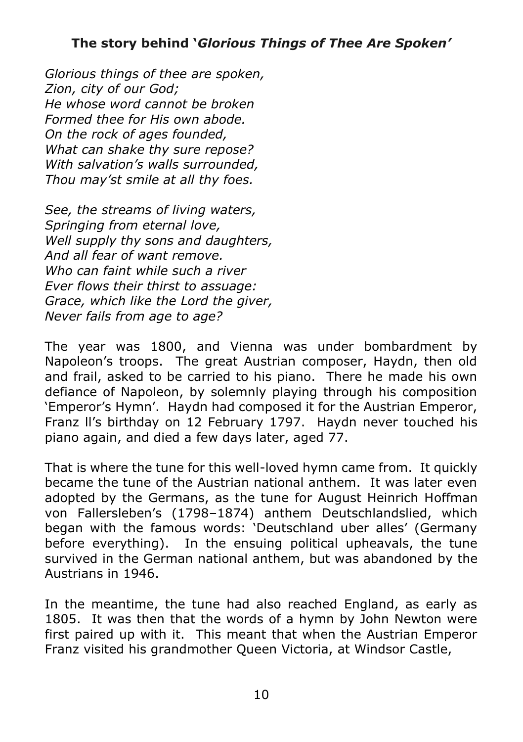### **The story behind '*Glorious Things of Thee Are Spoken*'**

*Glorious things of thee are spoken,*
*Zion, city of our God;*
*He whose word cannot be broken*
*Formed thee for His own abode.*
*On the rock of ages founded,*
*What can shake thy sure repose?*
*With salvation's walls surrounded,*
*Thou may'st smile at all thy foes.*

*See, the streams of living waters,*
*Springing from eternal love,*
*Well supply thy sons and daughters,*
*And all fear of want remove.*
*Who can faint while such a river*
*Ever flows their thirst to assuage:*
*Grace, which like the Lord the giver,*
*Never fails from age to age?*

The year was 1800, and Vienna was under bombardment by Napoleon's troops. The great Austrian composer, Haydn, then old and frail, asked to be carried to his piano. There he made his own defiance of Napoleon, by solemnly playing through his composition 'Emperor's Hymn'. Haydn had composed it for the Austrian Emperor, Franz ll's birthday on 12 February 1797. Haydn never touched his piano again, and died a few days later, aged 77.

That is where the tune for this well-loved hymn came from. It quickly became the tune of the Austrian national anthem. It was later even adopted by the Germans, as the tune for August Heinrich Hoffman von Fallersleben's (1798–1874) anthem Deutschlandslied, which began with the famous words: 'Deutschland uber alles' (Germany before everything). In the ensuing political upheavals, the tune survived in the German national anthem, but was abandoned by the Austrians in 1946.

In the meantime, the tune had also reached England, as early as 1805. It was then that the words of a hymn by John Newton were first paired up with it. This meant that when the Austrian Emperor Franz visited his grandmother Queen Victoria, at Windsor Castle,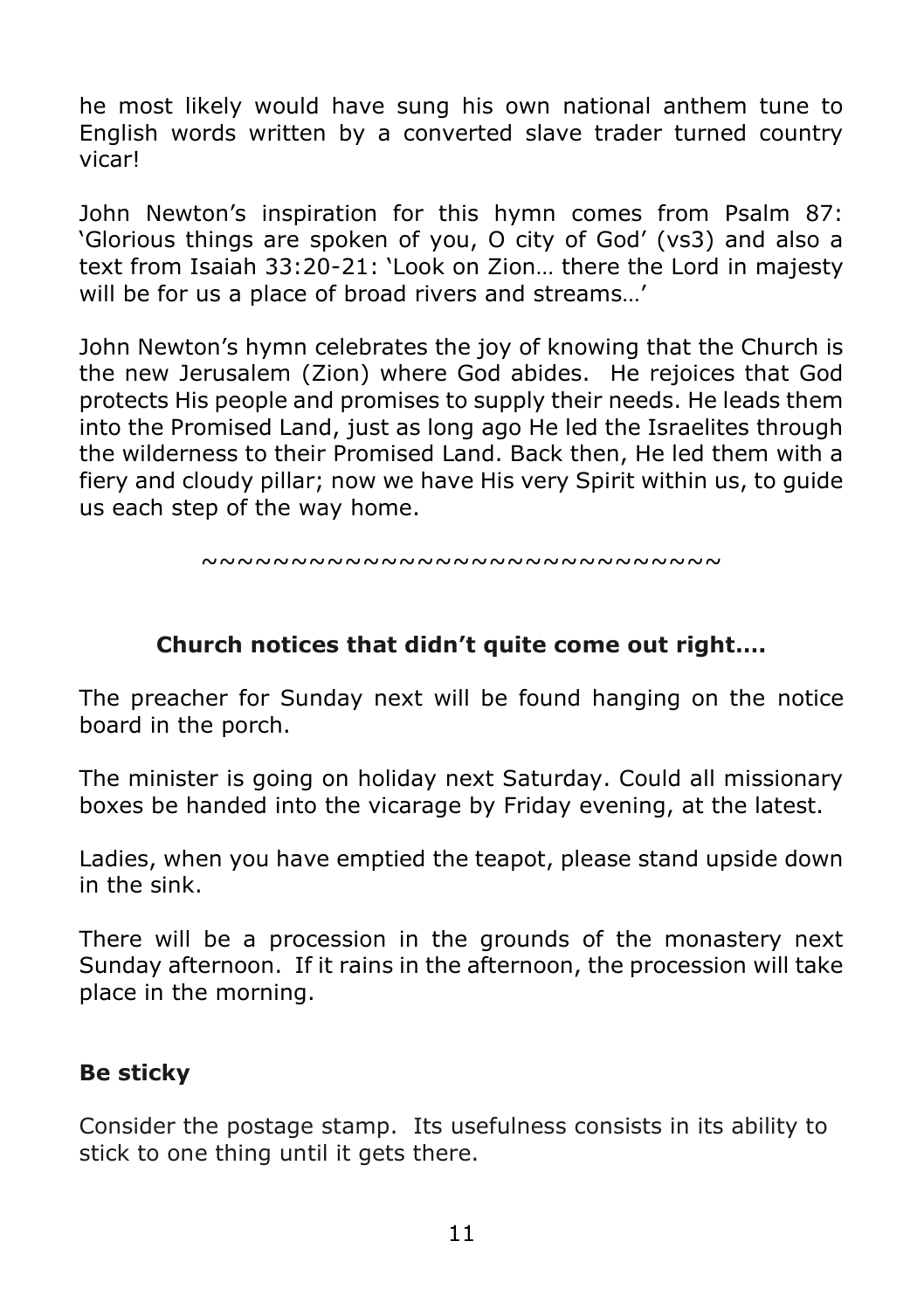he most likely would have sung his own national anthem tune to English words written by a converted slave trader turned country vicar!

John Newton's inspiration for this hymn comes from Psalm 87: 'Glorious things are spoken of you, O city of God' (vs3) and also a text from Isaiah 33:20-21: 'Look on Zion… there the Lord in majesty will be for us a place of broad rivers and streams…'

John Newton's hymn celebrates the joy of knowing that the Church is the new Jerusalem (Zion) where God abides. He rejoices that God protects His people and promises to supply their needs. He leads them into the Promised Land, just as long ago He led the Israelites through the wilderness to their Promised Land. Back then, He led them with a fiery and cloudy pillar; now we have His very Spirit within us, to guide us each step of the way home.

~~~~~~~~~~~~~~~~~~~~~~~~~~~~~~

## Church notices that didn't quite come out right....

The preacher for Sunday next will be found hanging on the notice board in the porch.

The minister is going on holiday next Saturday. Could all missionary boxes be handed into the vicarage by Friday evening, at the latest.

Ladies, when you have emptied the teapot, please stand upside down in the sink.

There will be a procession in the grounds of the monastery next Sunday afternoon. If it rains in the afternoon, the procession will take place in the morning.

## Be sticky

Consider the postage stamp. Its usefulness consists in its ability to stick to one thing until it gets there.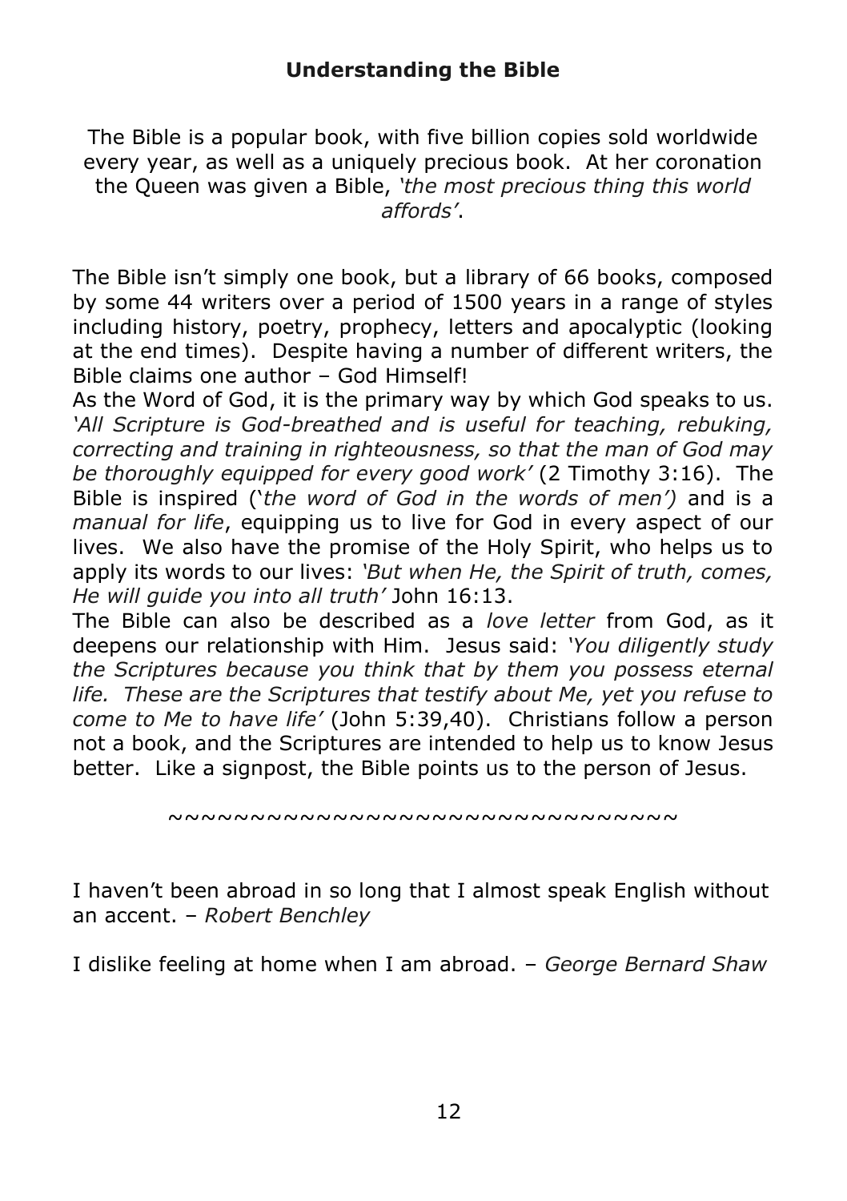## Understanding the Bible

The Bible is a popular book, with five billion copies sold worldwide every year, as well as a uniquely precious book. At her coronation the Queen was given a Bible, *'the most precious thing this world affords'*.

The Bible isn't simply one book, but a library of 66 books, composed by some 44 writers over a period of 1500 years in a range of styles including history, poetry, prophecy, letters and apocalyptic (looking at the end times). Despite having a number of different writers, the Bible claims one author – God Himself!

As the Word of God, it is the primary way by which God speaks to us. *'All Scripture is God-breathed and is useful for teaching, rebuking, correcting and training in righteousness, so that the man of God may be thoroughly equipped for every good work'* (2 Timothy 3:16). The Bible is inspired (*'the word of God in the words of men')* and is a *manual for life*, equipping us to live for God in every aspect of our lives. We also have the promise of the Holy Spirit, who helps us to apply its words to our lives: *'But when He, the Spirit of truth, comes, He will guide you into all truth'* John 16:13.

The Bible can also be described as a *love letter* from God, as it deepens our relationship with Him. Jesus said: *'You diligently study the Scriptures because you think that by them you possess eternal life. These are the Scriptures that testify about Me, yet you refuse to come to Me to have life'* (John 5:39,40). Christians follow a person not a book, and the Scriptures are intended to help us to know Jesus better. Like a signpost, the Bible points us to the person of Jesus.

~~~~~~~~~~~~~~~~~~~~~~~~~~~~~~~~~

I haven't been abroad in so long that I almost speak English without an accent. – *Robert Benchley*

I dislike feeling at home when I am abroad. – *George Bernard Shaw*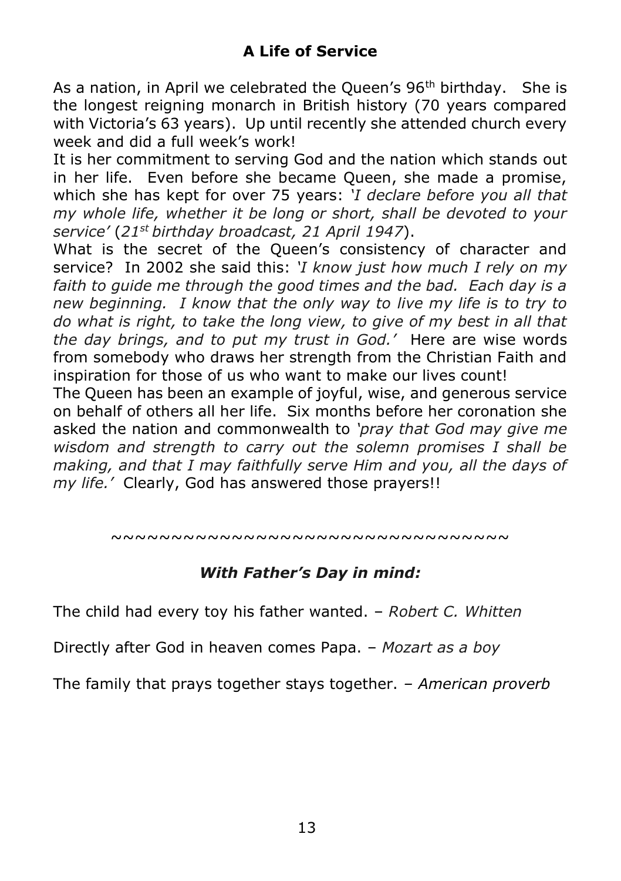## A Life of Service

As a nation, in April we celebrated the Queen's 96th birthday. She is the longest reigning monarch in British history (70 years compared with Victoria's 63 years). Up until recently she attended church every week and did a full week's work!

It is her commitment to serving God and the nation which stands out in her life. Even before she became Queen, she made a promise, which she has kept for over 75 years: *'I declare before you all that my whole life, whether it be long or short, shall be devoted to your service'* (*21st birthday broadcast, 21 April 1947*).

What is the secret of the Queen's consistency of character and service? In 2002 she said this: *'I know just how much I rely on my faith to guide me through the good times and the bad. Each day is a new beginning. I know that the only way to live my life is to try to do what is right, to take the long view, to give of my best in all that the day brings, and to put my trust in God.'* Here are wise words from somebody who draws her strength from the Christian Faith and inspiration for those of us who want to make our lives count!

The Queen has been an example of joyful, wise, and generous service on behalf of others all her life. Six months before her coronation she asked the nation and commonwealth to *'pray that God may give me wisdom and strength to carry out the solemn promises I shall be making, and that I may faithfully serve Him and you, all the days of my life.'* Clearly, God has answered those prayers!!

~~~~~~~~~~~~~~~~~~~~~~~~~~~~~~~~~~~

### *With Father's Day in mind:*

The child had every toy his father wanted. – *Robert C. Whitten*

Directly after God in heaven comes Papa. – *Mozart as a boy*

The family that prays together stays together. – *American proverb*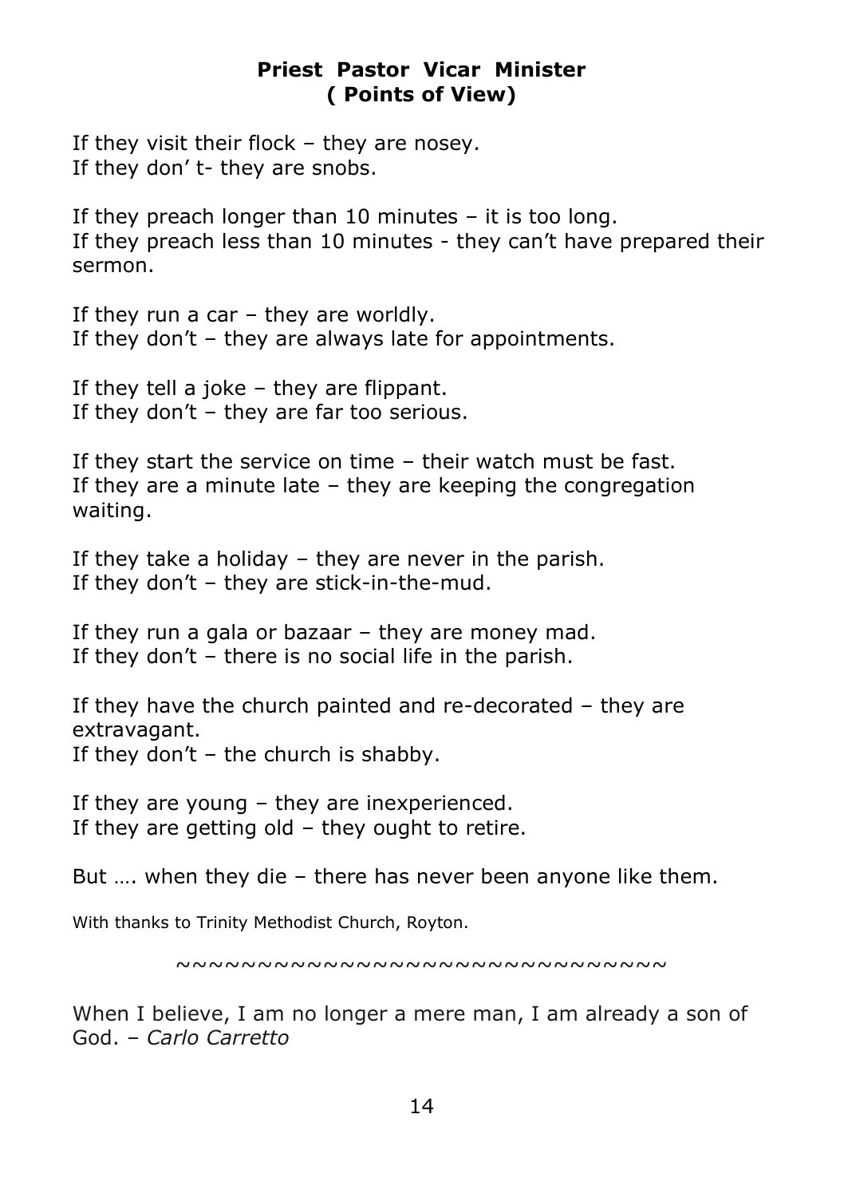**Priest Pastor Vicar Minister**
**( Points of View)**

If they visit their flock – they are nosey.
If they don' t- they are snobs.

If they preach longer than 10 minutes – it is too long.
If they preach less than 10 minutes - they can't have prepared their sermon.

If they run a car – they are worldly.
If they don't – they are always late for appointments.

If they tell a joke – they are flippant.
If they don't – they are far too serious.

If they start the service on time – their watch must be fast.
If they are a minute late – they are keeping the congregation waiting.

If they take a holiday – they are never in the parish.
If they don't – they are stick-in-the-mud.

If they run a gala or bazaar – they are money mad.
If they don't – there is no social life in the parish.

If they have the church painted and re-decorated – they are extravagant.
If they don't – the church is shabby.

If they are young – they are inexperienced.
If they are getting old – they ought to retire.

But …. when they die – there has never been anyone like them.

With thanks to Trinity Methodist Church, Royton.

~~~~~~~~~~~~~~~~~~~~~~~~~~~~~~~~

When I believe, I am no longer a mere man, I am already a son of God. – *Carlo Carretto*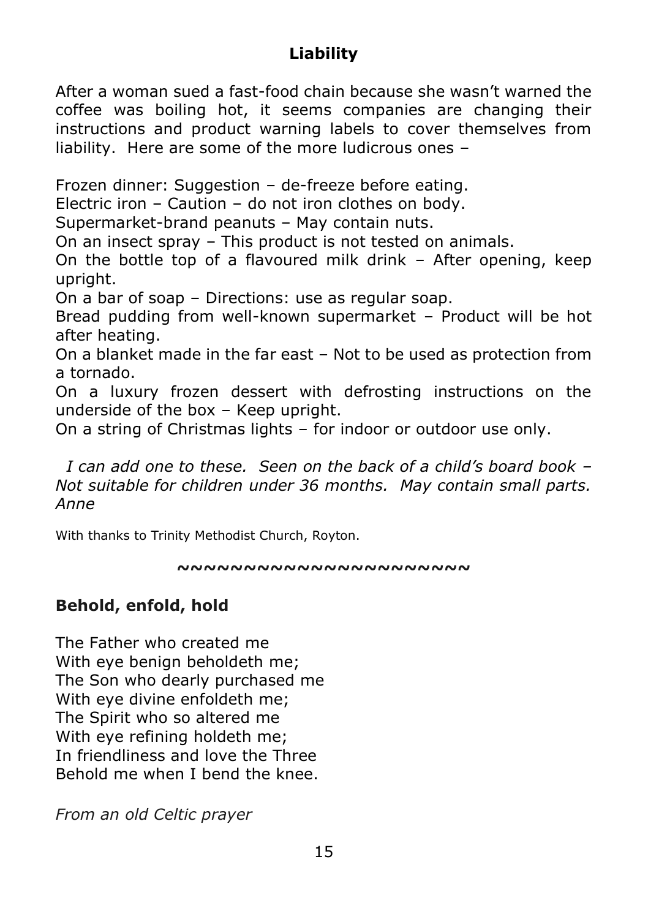## Liability

After a woman sued a fast-food chain because she wasn't warned the coffee was boiling hot, it seems companies are changing their instructions and product warning labels to cover themselves from liability. Here are some of the more ludicrous ones –

Frozen dinner: Suggestion – de-freeze before eating.
Electric iron – Caution – do not iron clothes on body.
Supermarket-brand peanuts – May contain nuts.
On an insect spray – This product is not tested on animals.
On the bottle top of a flavoured milk drink – After opening, keep upright.
On a bar of soap – Directions: use as regular soap.
Bread pudding from well-known supermarket – Product will be hot after heating.
On a blanket made in the far east – Not to be used as protection from a tornado.
On a luxury frozen dessert with defrosting instructions on the underside of the box – Keep upright.
On a string of Christmas lights – for indoor or outdoor use only.

*I can add one to these. Seen on the back of a child's board book – Not suitable for children under 36 months. May contain small parts. Anne*

With thanks to Trinity Methodist Church, Royton.

~~~~~~~~~~~~~~~~~~~~~~

## Behold, enfold, hold

The Father who created me
With eye benign beholdeth me;
The Son who dearly purchased me
With eye divine enfoldeth me;
The Spirit who so altered me
With eye refining holdeth me;
In friendliness and love the Three
Behold me when I bend the knee.

*From an old Celtic prayer*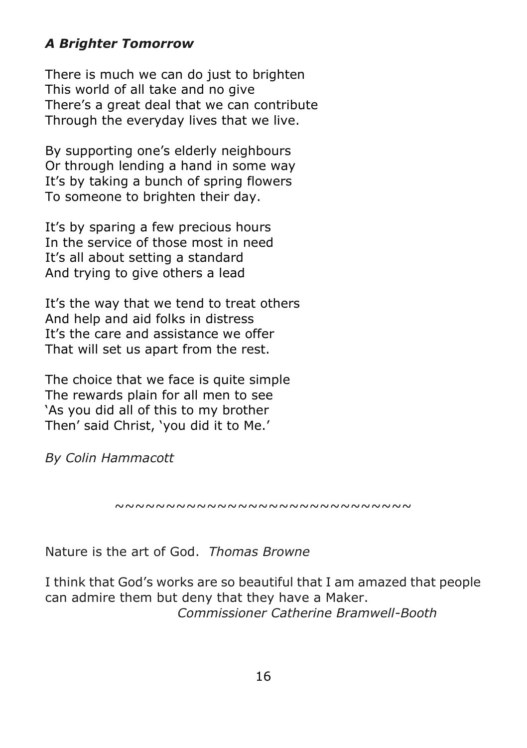***A Brighter Tomorrow***

There is much we can do just to brighten
This world of all take and no give
There's a great deal that we can contribute
Through the everyday lives that we live.

By supporting one's elderly neighbours
Or through lending a hand in some way
It's by taking a bunch of spring flowers
To someone to brighten their day.

It's by sparing a few precious hours
In the service of those most in need
It's all about setting a standard
And trying to give others a lead

It's the way that we tend to treat others
And help and aid folks in distress
It's the care and assistance we offer
That will set us apart from the rest.

The choice that we face is quite simple
The rewards plain for all men to see
'As you did all of this to my brother
Then' said Christ, 'you did it to Me.'

*By Colin Hammacott*

~~~~~~~~~~~~~~~~~~~~~~~~~~~~~~~

Nature is the art of God. *Thomas Browne*

I think that God's works are so beautiful that I am amazed that people can admire them but deny that they have a Maker.
*Commissioner Catherine Bramwell-Booth*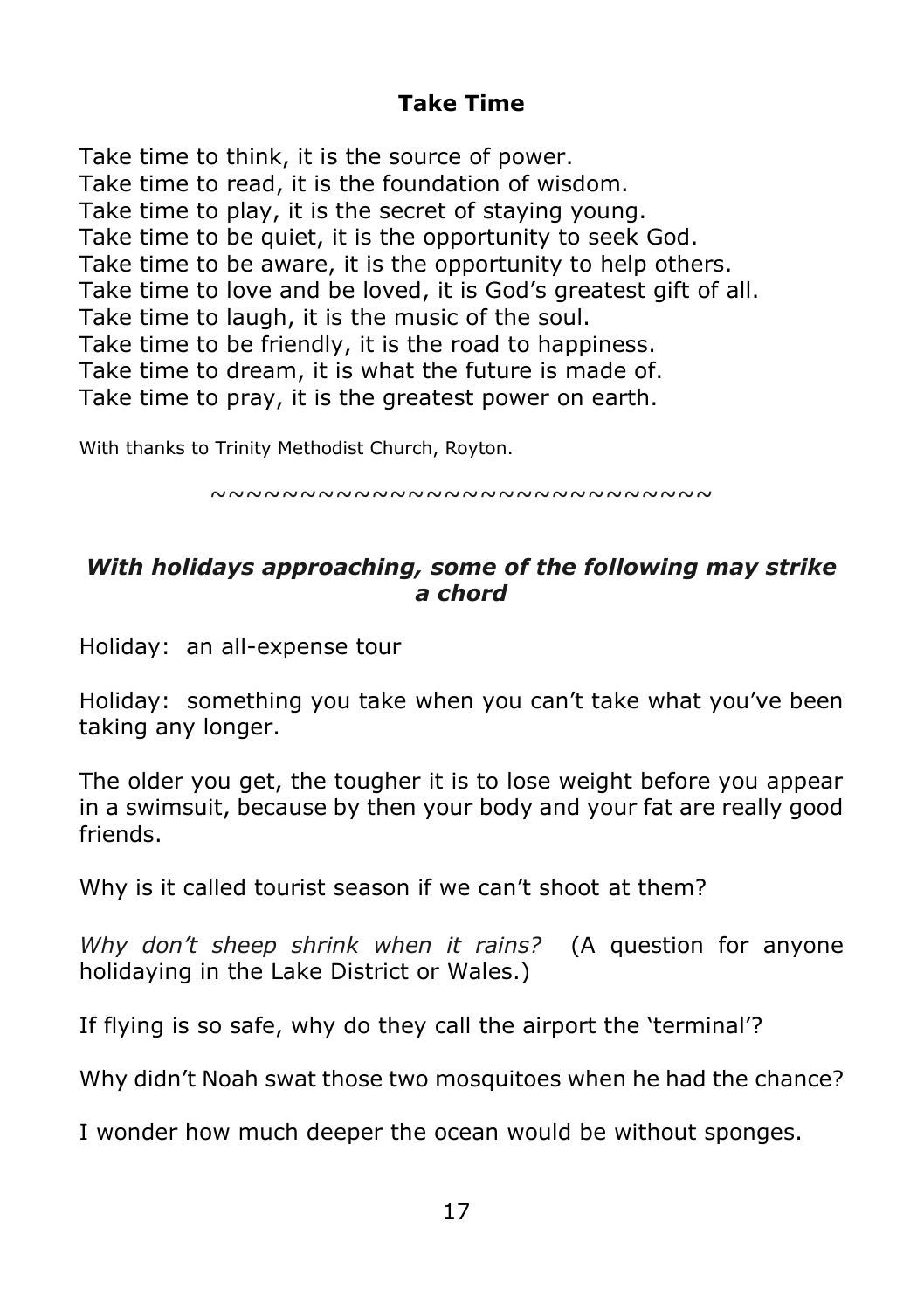## Take Time

Take time to think, it is the source of power.
Take time to read, it is the foundation of wisdom.
Take time to play, it is the secret of staying young.
Take time to be quiet, it is the opportunity to seek God.
Take time to be aware, it is the opportunity to help others.
Take time to love and be loved, it is God's greatest gift of all.
Take time to laugh, it is the music of the soul.
Take time to be friendly, it is the road to happiness.
Take time to dream, it is what the future is made of.
Take time to pray, it is the greatest power on earth.

With thanks to Trinity Methodist Church, Royton.

~~~~~~~~~~~~~~~~~~~~~~~~~~~~~~

### *With holidays approaching, some of the following may strike a chord*

Holiday: an all-expense tour

Holiday: something you take when you can't take what you've been taking any longer.

The older you get, the tougher it is to lose weight before you appear in a swimsuit, because by then your body and your fat are really good friends.

Why is it called tourist season if we can't shoot at them?

*Why don't sheep shrink when it rains?* (A question for anyone holidaying in the Lake District or Wales.)

If flying is so safe, why do they call the airport the 'terminal'?

Why didn't Noah swat those two mosquitoes when he had the chance?

I wonder how much deeper the ocean would be without sponges.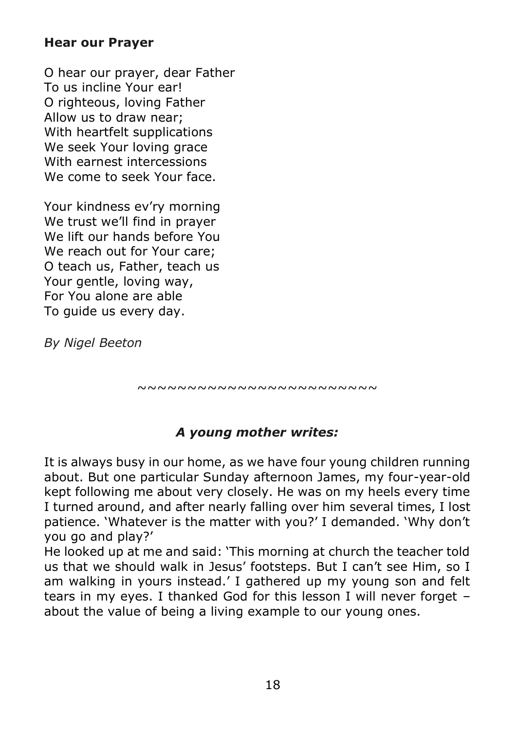**Hear our Prayer**

O hear our prayer, dear Father  
To us incline Your ear!  
O righteous, loving Father  
Allow us to draw near;  
With heartfelt supplications  
We seek Your loving grace  
With earnest intercessions  
We come to seek Your face.

Your kindness ev'ry morning  
We trust we'll find in prayer  
We lift our hands before You  
We reach out for Your care;  
O teach us, Father, teach us  
Your gentle, loving way,  
For You alone are able  
To guide us every day.

*By Nigel Beeton*

~~~~~~~~~~~~~~~~~~~~~~~~~

***A young mother writes:***

It is always busy in our home, as we have four young children running about. But one particular Sunday afternoon James, my four-year-old kept following me about very closely. He was on my heels every time I turned around, and after nearly falling over him several times, I lost patience. 'Whatever is the matter with you?' I demanded. 'Why don't you go and play?'

He looked up at me and said: 'This morning at church the teacher told us that we should walk in Jesus' footsteps. But I can't see Him, so I am walking in yours instead.' I gathered up my young son and felt tears in my eyes. I thanked God for this lesson I will never forget – about the value of being a living example to our young ones.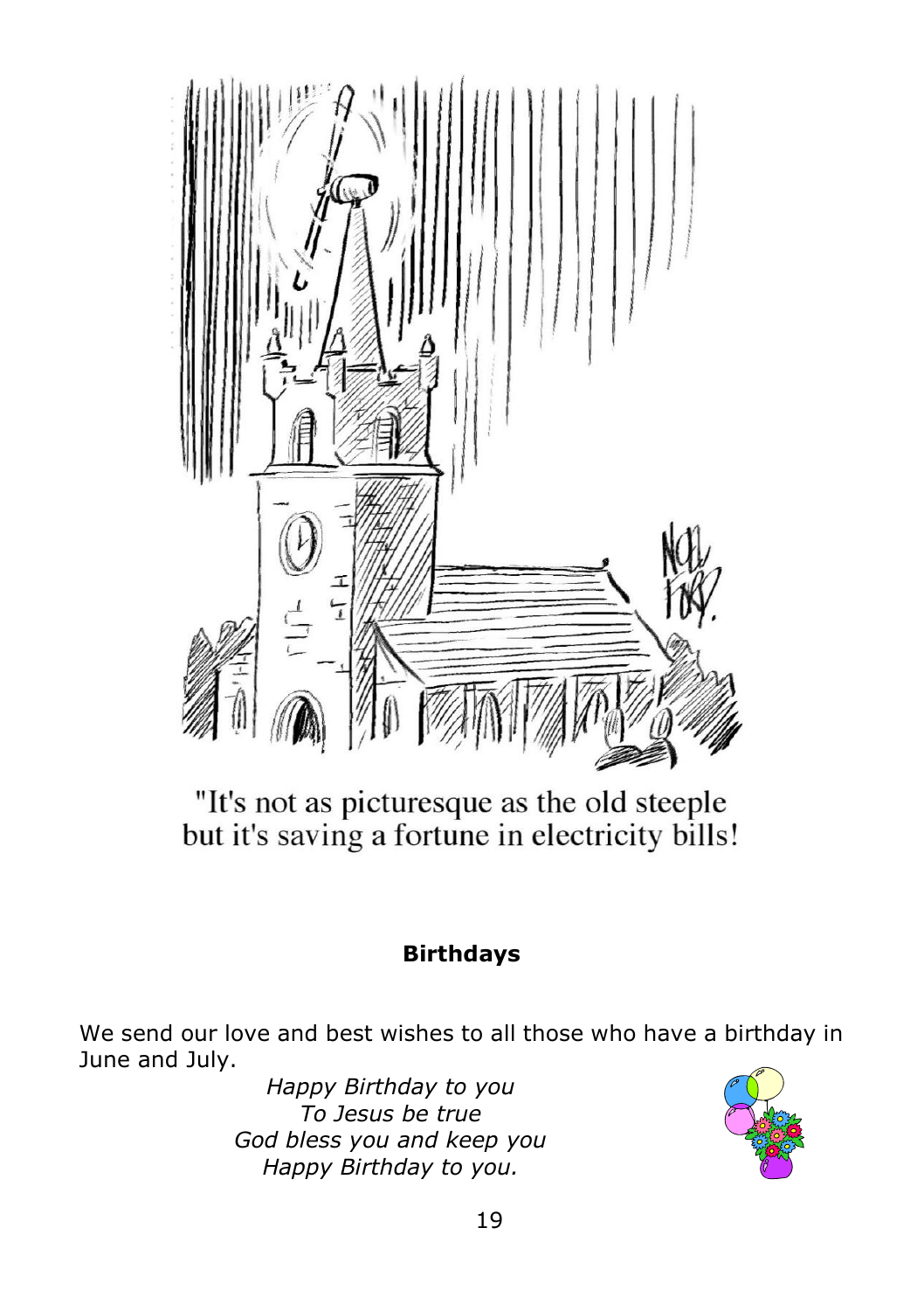"It's not as picturesque as the old steeple but it's saving a fortune in electricity bills!

**Birthdays**

We send our love and best wishes to all those who have a birthday in June and July.

*Happy Birthday to you*
*To Jesus be true*
*God bless you and keep you*
*Happy Birthday to you.*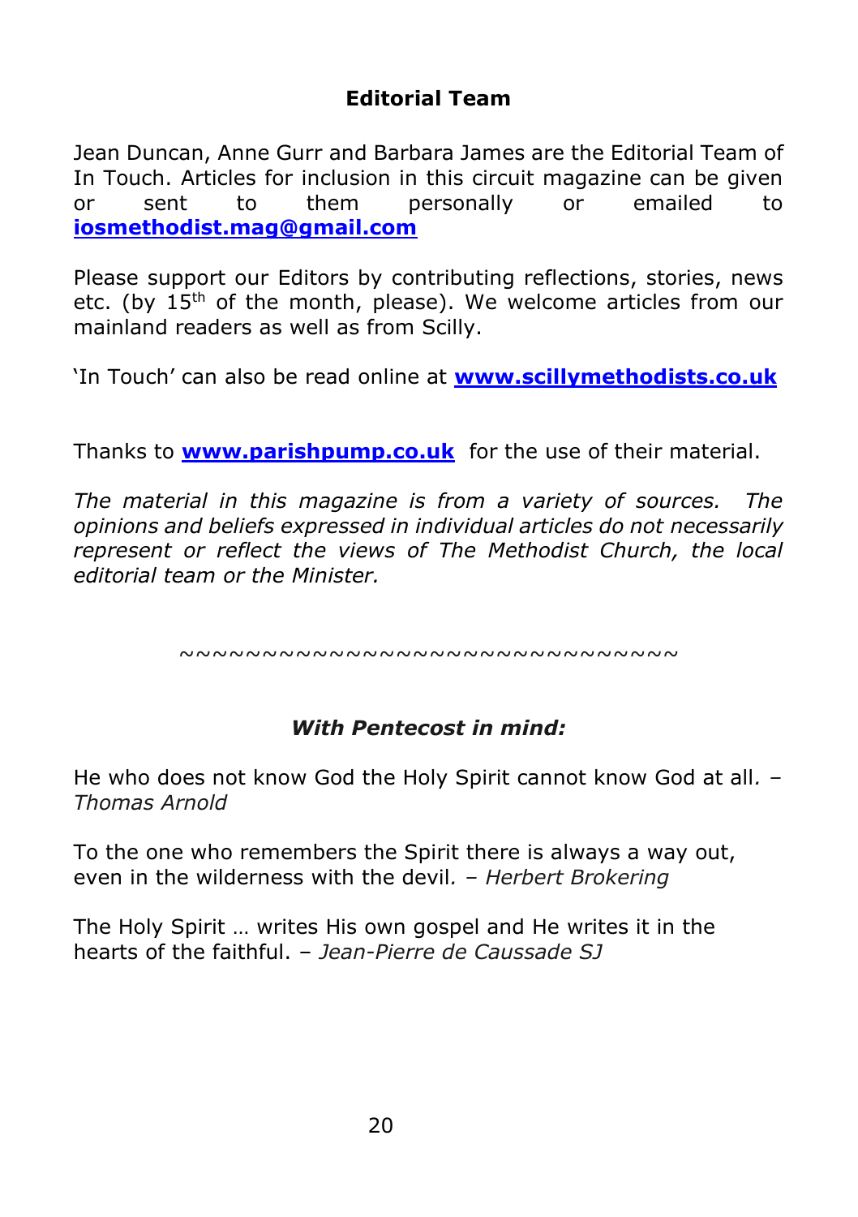## Editorial Team

Jean Duncan, Anne Gurr and Barbara James are the Editorial Team of In Touch. Articles for inclusion in this circuit magazine can be given or sent to them personally or emailed to **iosmethodist.mag@gmail.com**

Please support our Editors by contributing reflections, stories, news etc. (by 15th of the month, please). We welcome articles from our mainland readers as well as from Scilly.

'In Touch' can also be read online at **www.scillymethodists.co.uk**

Thanks to **www.parishpump.co.uk** for the use of their material.

*The material in this magazine is from a variety of sources. The opinions and beliefs expressed in individual articles do not necessarily represent or reflect the views of The Methodist Church, the local editorial team or the Minister.*

~~~~~~~~~~~~~~~~~~~~~~~~~~~~~~~~

### *With Pentecost in mind:*

He who does not know God the Holy Spirit cannot know God at all. – *Thomas Arnold*

To the one who remembers the Spirit there is always a way out, even in the wilderness with the devil. – *Herbert Brokering*

The Holy Spirit … writes His own gospel and He writes it in the hearts of the faithful. – *Jean-Pierre de Caussade SJ*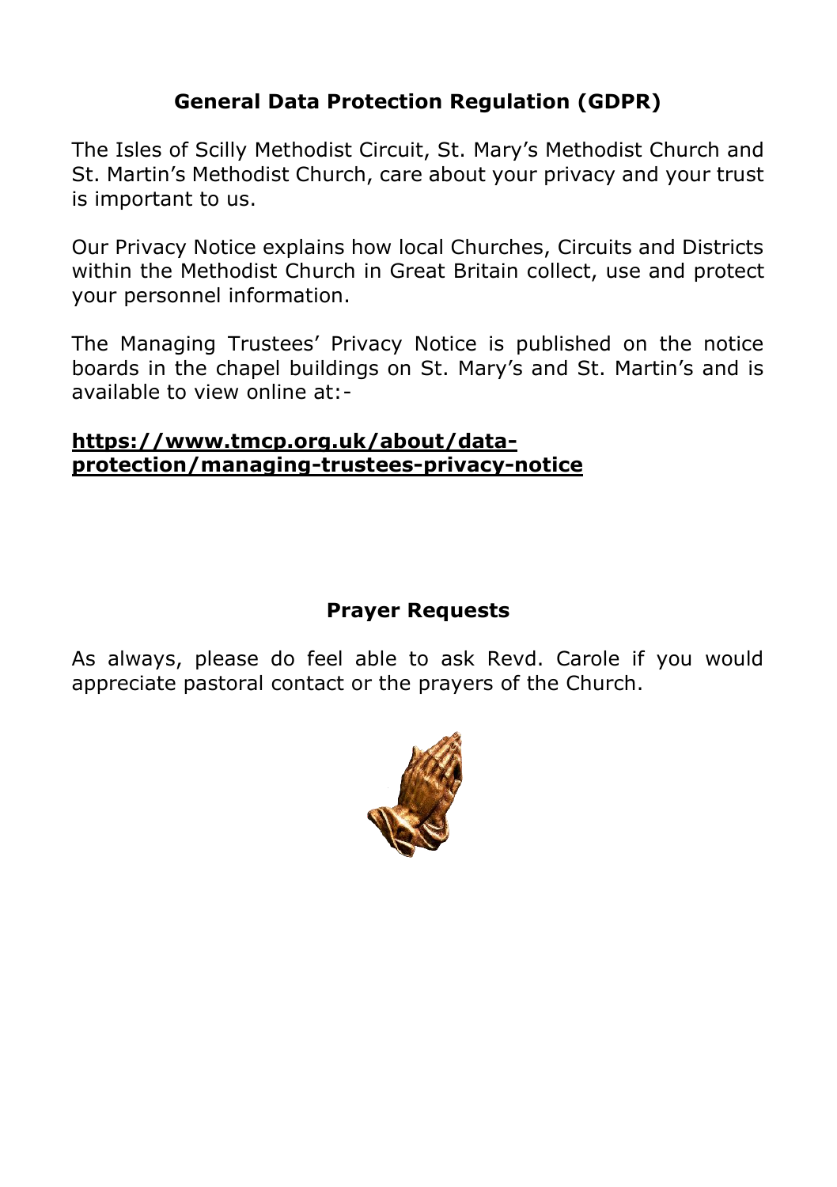## General Data Protection Regulation (GDPR)

The Isles of Scilly Methodist Circuit, St. Mary's Methodist Church and St. Martin's Methodist Church, care about your privacy and your trust is important to us.

Our Privacy Notice explains how local Churches, Circuits and Districts within the Methodist Church in Great Britain collect, use and protect your personnel information.

The Managing Trustees' Privacy Notice is published on the notice boards in the chapel buildings on St. Mary's and St. Martin's and is available to view online at:-

**https://www.tmcp.org.uk/about/data-protection/managing-trustees-privacy-notice**

## Prayer Requests

As always, please do feel able to ask Revd. Carole if you would appreciate pastoral contact or the prayers of the Church.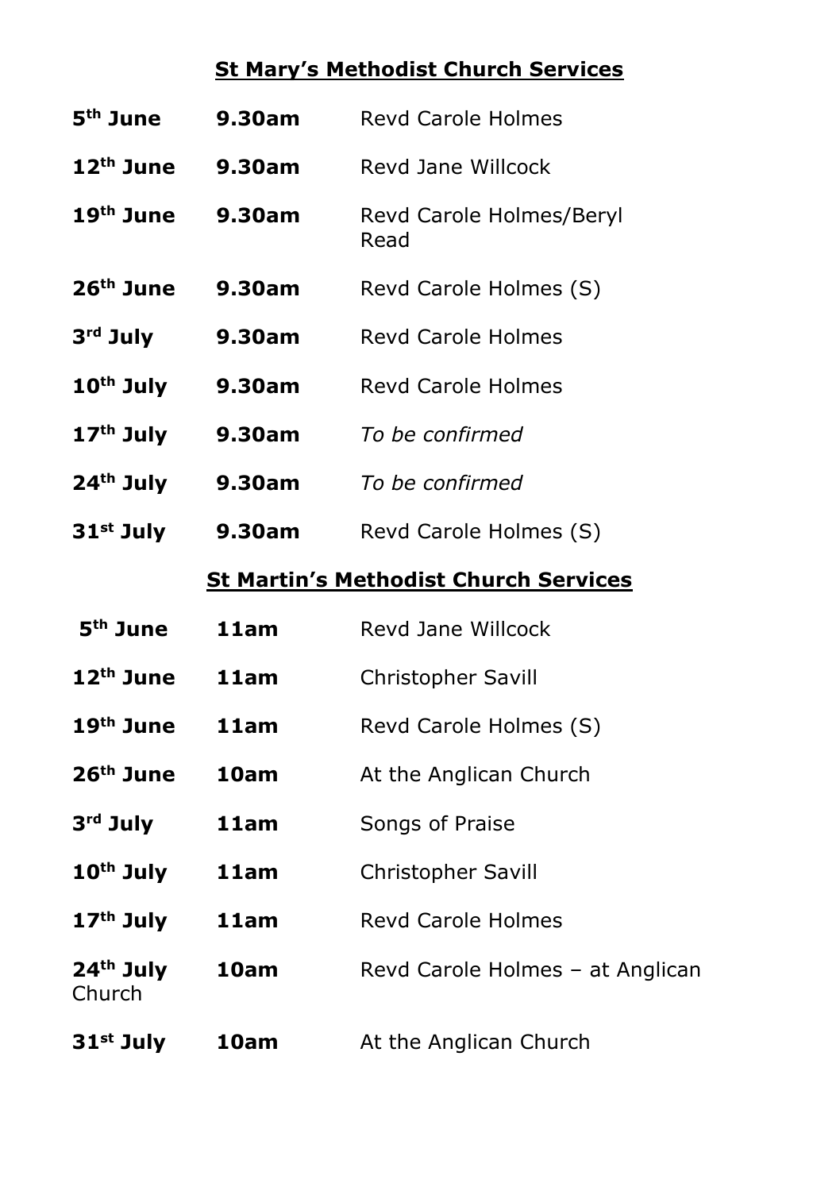## St Mary's Methodist Church Services

| | | |
|---|---|---|
| **5th June** | **9.30am** | Revd Carole Holmes |
| **12th June** | **9.30am** | Revd Jane Willcock |
| **19th June** | **9.30am** | Revd Carole Holmes/Beryl Read |
| **26th June** | **9.30am** | Revd Carole Holmes (S) |
| **3rd July** | **9.30am** | Revd Carole Holmes |
| **10th July** | **9.30am** | Revd Carole Holmes |
| **17th July** | **9.30am** | *To be confirmed* |
| **24th July** | **9.30am** | *To be confirmed* |
| **31st July** | **9.30am** | Revd Carole Holmes (S) |

## St Martin's Methodist Church Services

| | | |
|---|---|---|
| **5th June** | **11am** | Revd Jane Willcock |
| **12th June** | **11am** | Christopher Savill |
| **19th June** | **11am** | Revd Carole Holmes (S) |
| **26th June** | **10am** | At the Anglican Church |
| **3rd July** | **11am** | Songs of Praise |
| **10th July** | **11am** | Christopher Savill |
| **17th July** | **11am** | Revd Carole Holmes |
| **24th July** | **10am** | Revd Carole Holmes – at Anglican Church |
| **31st July** | **10am** | At the Anglican Church |